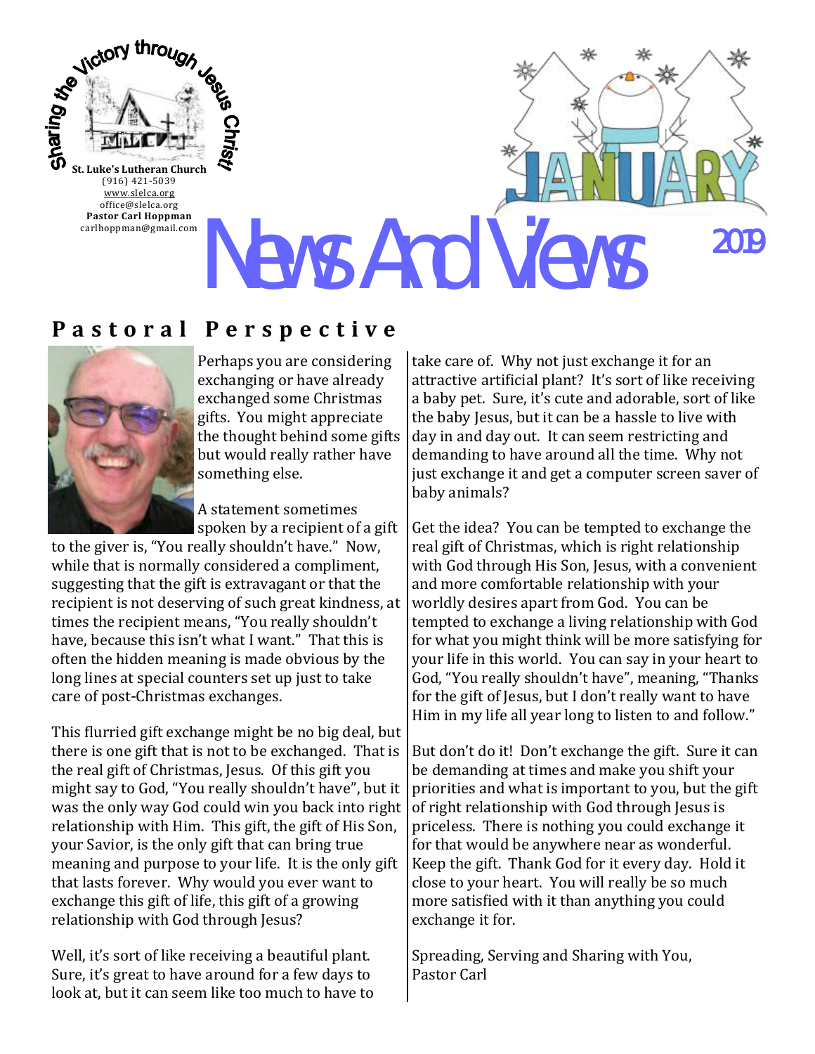Sharing the Victory through Jesus Christ!

**St. Luke's Lutheran Church**
(916) 421-5039
www.slelca.org
office@slelca.org
**Pastor Carl Hoppman**
carlhoppman@gmail.com

# JANUARY

# News And Views 2019

## Pastoral Perspective

Perhaps you are considering exchanging or have already exchanged some Christmas gifts. You might appreciate the thought behind some gifts but would really rather have something else.

A statement sometimes spoken by a recipient of a gift to the giver is, "You really shouldn't have." Now, while that is normally considered a compliment, suggesting that the gift is extravagant or that the recipient is not deserving of such great kindness, at times the recipient means, "You really shouldn't have, because this isn't what I want." That this is often the hidden meaning is made obvious by the long lines at special counters set up just to take care of post-Christmas exchanges.

This flurried gift exchange might be no big deal, but there is one gift that is not to be exchanged. That is the real gift of Christmas, Jesus. Of this gift you might say to God, "You really shouldn't have", but it was the only way God could win you back into right relationship with Him. This gift, the gift of His Son, your Savior, is the only gift that can bring true meaning and purpose to your life. It is the only gift that lasts forever. Why would you ever want to exchange this gift of life, this gift of a growing relationship with God through Jesus?

Well, it's sort of like receiving a beautiful plant. Sure, it's great to have around for a few days to look at, but it can seem like too much to have to take care of. Why not just exchange it for an attractive artificial plant? It's sort of like receiving a baby pet. Sure, it's cute and adorable, sort of like the baby Jesus, but it can be a hassle to live with day in and day out. It can seem restricting and demanding to have around all the time. Why not just exchange it and get a computer screen saver of baby animals?

Get the idea? You can be tempted to exchange the real gift of Christmas, which is right relationship with God through His Son, Jesus, with a convenient and more comfortable relationship with your worldly desires apart from God. You can be tempted to exchange a living relationship with God for what you might think will be more satisfying for your life in this world. You can say in your heart to God, "You really shouldn't have", meaning, "Thanks for the gift of Jesus, but I don't really want to have Him in my life all year long to listen to and follow."

But don't do it! Don't exchange the gift. Sure it can be demanding at times and make you shift your priorities and what is important to you, but the gift of right relationship with God through Jesus is priceless. There is nothing you could exchange it for that would be anywhere near as wonderful. Keep the gift. Thank God for it every day. Hold it close to your heart. You will really be so much more satisfied with it than anything you could exchange it for.

Spreading, Serving and Sharing with You,
Pastor Carl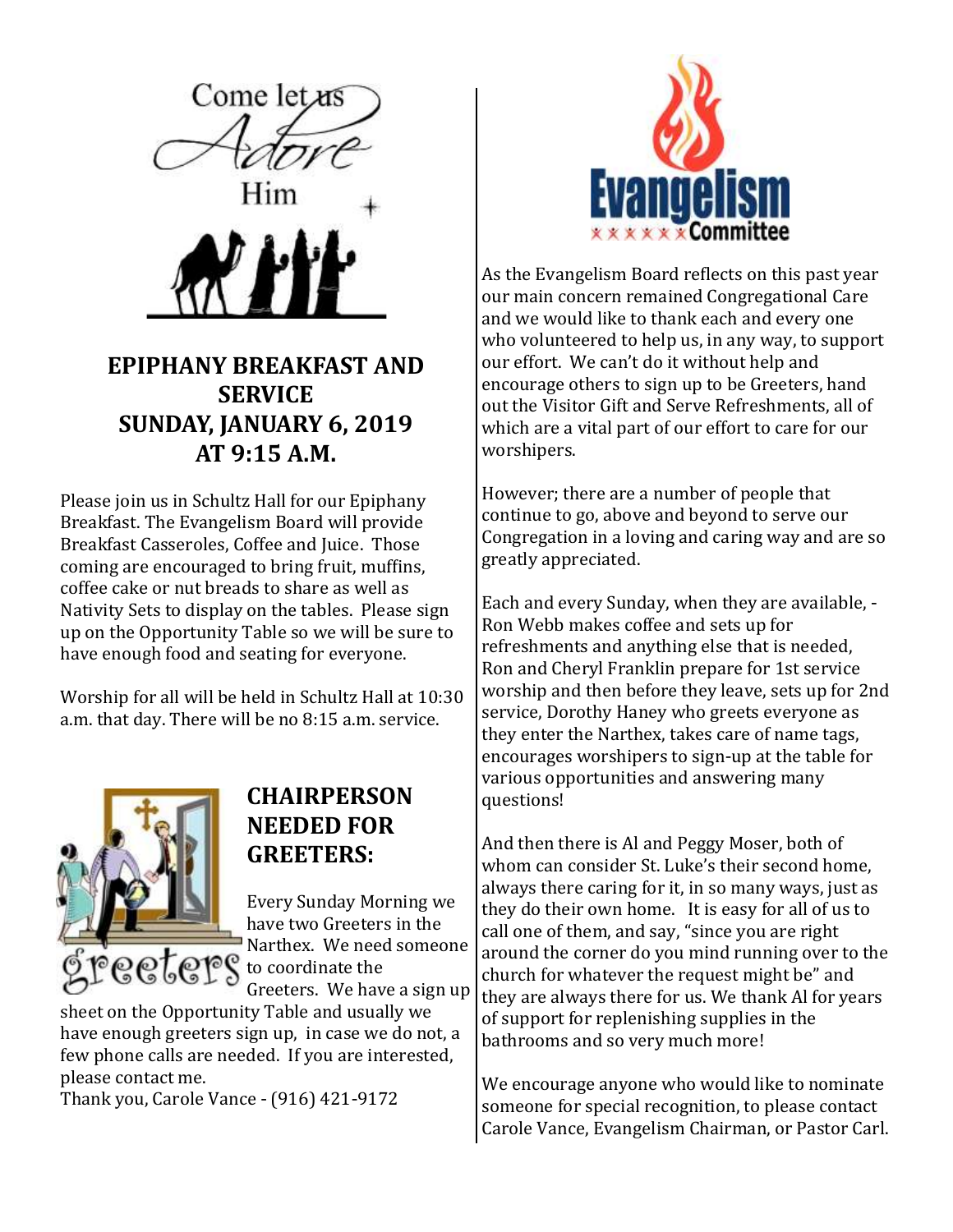Come let us Adore Him

## EPIPHANY BREAKFAST AND SERVICE SUNDAY, JANUARY 6, 2019 AT 9:15 A.M.

Please join us in Schultz Hall for our Epiphany Breakfast. The Evangelism Board will provide Breakfast Casseroles, Coffee and Juice. Those coming are encouraged to bring fruit, muffins, coffee cake or nut breads to share as well as Nativity Sets to display on the tables. Please sign up on the Opportunity Table so we will be sure to have enough food and seating for everyone.

Worship for all will be held in Schultz Hall at 10:30 a.m. that day. There will be no 8:15 a.m. service.

greeters

## CHAIRPERSON NEEDED FOR GREETERS:

Every Sunday Morning we have two Greeters in the Narthex. We need someone to coordinate the Greeters. We have a sign up sheet on the Opportunity Table and usually we have enough greeters sign up, in case we do not, a few phone calls are needed. If you are interested, please contact me.

Thank you, Carole Vance - (916) 421-9172

Evangelism Committee

As the Evangelism Board reflects on this past year our main concern remained Congregational Care and we would like to thank each and every one who volunteered to help us, in any way, to support our effort. We can't do it without help and encourage others to sign up to be Greeters, hand out the Visitor Gift and Serve Refreshments, all of which are a vital part of our effort to care for our worshipers.

However; there are a number of people that continue to go, above and beyond to serve our Congregation in a loving and caring way and are so greatly appreciated.

Each and every Sunday, when they are available, - Ron Webb makes coffee and sets up for refreshments and anything else that is needed, Ron and Cheryl Franklin prepare for 1st service worship and then before they leave, sets up for 2nd service, Dorothy Haney who greets everyone as they enter the Narthex, takes care of name tags, encourages worshipers to sign-up at the table for various opportunities and answering many questions!

And then there is Al and Peggy Moser, both of whom can consider St. Luke's their second home, always there caring for it, in so many ways, just as they do their own home. It is easy for all of us to call one of them, and say, "since you are right around the corner do you mind running over to the church for whatever the request might be" and they are always there for us. We thank Al for years of support for replenishing supplies in the bathrooms and so very much more!

We encourage anyone who would like to nominate someone for special recognition, to please contact Carole Vance, Evangelism Chairman, or Pastor Carl.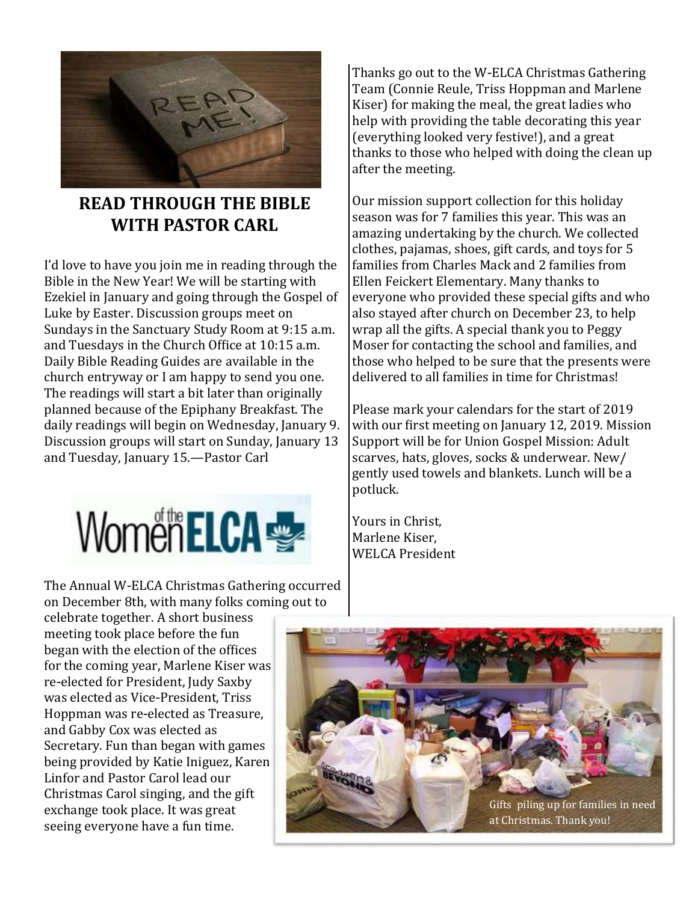## READ THROUGH THE BIBLE WITH PASTOR CARL

I'd love to have you join me in reading through the Bible in the New Year! We will be starting with Ezekiel in January and going through the Gospel of Luke by Easter. Discussion groups meet on Sundays in the Sanctuary Study Room at 9:15 a.m. and Tuesdays in the Church Office at 10:15 a.m. Daily Bible Reading Guides are available in the church entryway or I am happy to send you one. The readings will start a bit later than originally planned because of the Epiphany Breakfast. The daily readings will begin on Wednesday, January 9. Discussion groups will start on Sunday, January 13 and Tuesday, January 15.—Pastor Carl

The Annual W-ELCA Christmas Gathering occurred on December 8th, with many folks coming out to celebrate together. A short business meeting took place before the fun began with the election of the offices for the coming year, Marlene Kiser was re-elected for President, Judy Saxby was elected as Vice-President, Triss Hoppman was re-elected as Treasure, and Gabby Cox was elected as Secretary. Fun than began with games being provided by Katie Iniguez, Karen Linfor and Pastor Carol lead our Christmas Carol singing, and the gift exchange took place. It was great seeing everyone have a fun time.

Thanks go out to the W-ELCA Christmas Gathering Team (Connie Reule, Triss Hoppman and Marlene Kiser) for making the meal, the great ladies who help with providing the table decorating this year (everything looked very festive!), and a great thanks to those who helped with doing the clean up after the meeting.

Our mission support collection for this holiday season was for 7 families this year. This was an amazing undertaking by the church. We collected clothes, pajamas, shoes, gift cards, and toys for 5 families from Charles Mack and 2 families from Ellen Feickert Elementary. Many thanks to everyone who provided these special gifts and who also stayed after church on December 23, to help wrap all the gifts. A special thank you to Peggy Moser for contacting the school and families, and those who helped to be sure that the presents were delivered to all families in time for Christmas!

Please mark your calendars for the start of 2019 with our first meeting on January 12, 2019. Mission Support will be for Union Gospel Mission: Adult scarves, hats, gloves, socks & underwear. New/ gently used towels and blankets. Lunch will be a potluck.

Yours in Christ,
Marlene Kiser,
WELCA President

Gifts piling up for families in need at Christmas. Thank you!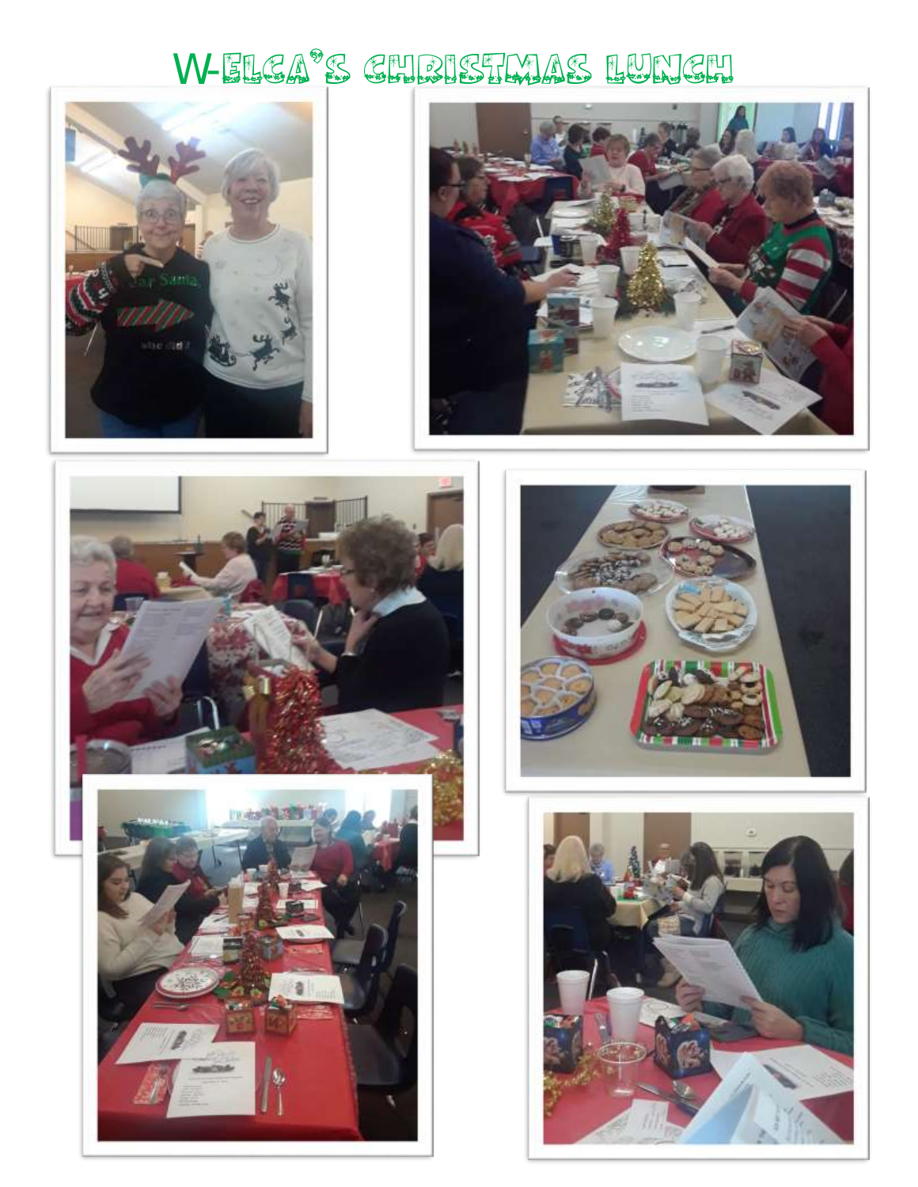# W-ELCA's Christmas Lunch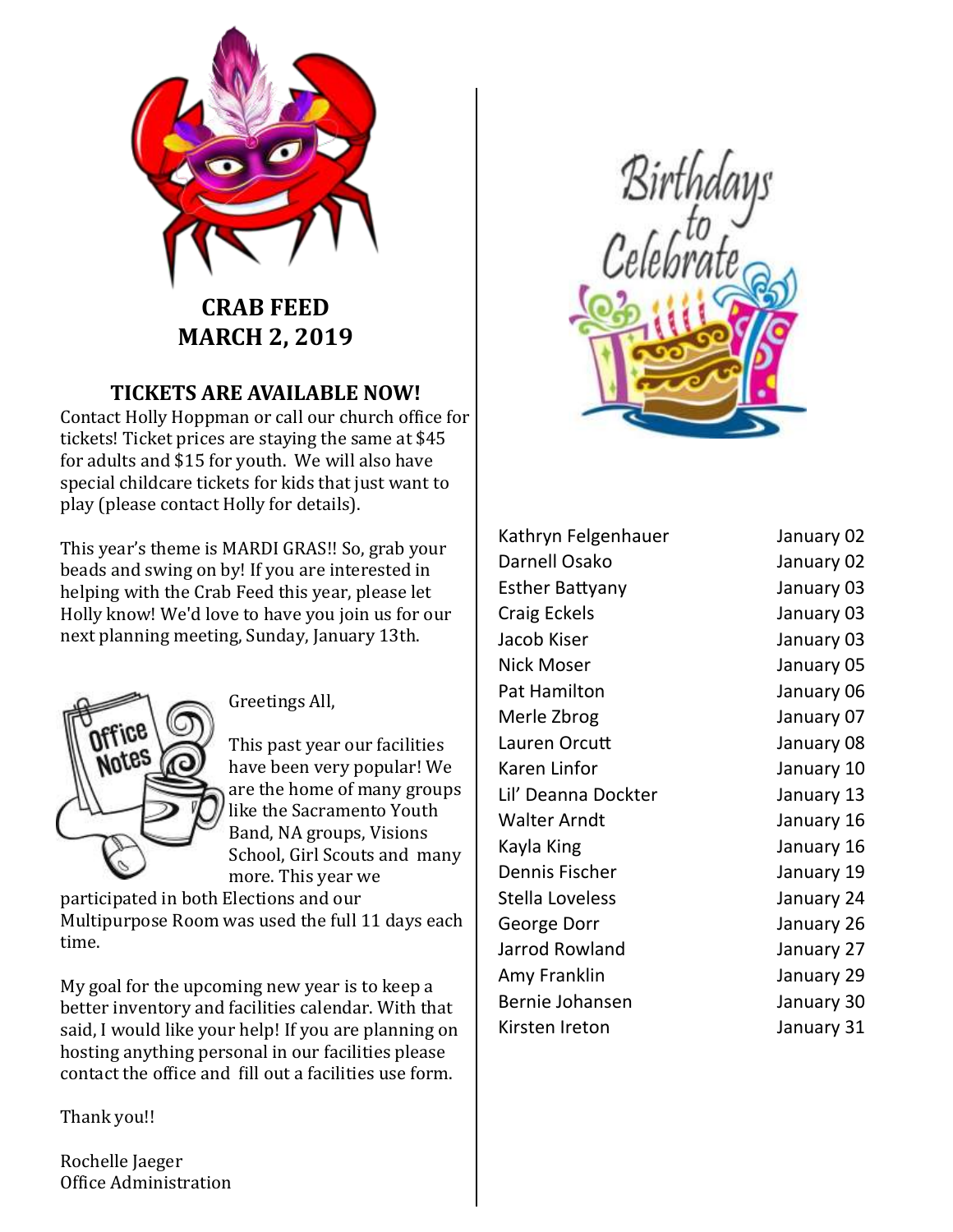## CRAB FEED
## MARCH 2, 2019

### TICKETS ARE AVAILABLE NOW!

Contact Holly Hoppman or call our church office for tickets! Ticket prices are staying the same at $45 for adults and $15 for youth. We will also have special childcare tickets for kids that just want to play (please contact Holly for details).

This year's theme is MARDI GRAS!! So, grab your beads and swing on by! If you are interested in helping with the Crab Feed this year, please let Holly know! We'd love to have you join us for our next planning meeting, Sunday, January 13th.

### Office Notes

Greetings All,

This past year our facilities have been very popular! We are the home of many groups like the Sacramento Youth Band, NA groups, Visions School, Girl Scouts and many more. This year we participated in both Elections and our Multipurpose Room was used the full 11 days each time.

My goal for the upcoming new year is to keep a better inventory and facilities calendar. With that said, I would like your help! If you are planning on hosting anything personal in our facilities please contact the office and fill out a facilities use form.

Thank you!!

Rochelle Jaeger
Office Administration

## Birthdays to Celebrate

| Name | Date |
|---|---|
| Kathryn Felgenhauer | January 02 |
| Darnell Osako | January 02 |
| Esther Battyany | January 03 |
| Craig Eckels | January 03 |
| Jacob Kiser | January 03 |
| Nick Moser | January 05 |
| Pat Hamilton | January 06 |
| Merle Zbrog | January 07 |
| Lauren Orcutt | January 08 |
| Karen Linfor | January 10 |
| Lil' Deanna Dockter | January 13 |
| Walter Arndt | January 16 |
| Kayla King | January 16 |
| Dennis Fischer | January 19 |
| Stella Loveless | January 24 |
| George Dorr | January 26 |
| Jarrod Rowland | January 27 |
| Amy Franklin | January 29 |
| Bernie Johansen | January 30 |
| Kirsten Ireton | January 31 |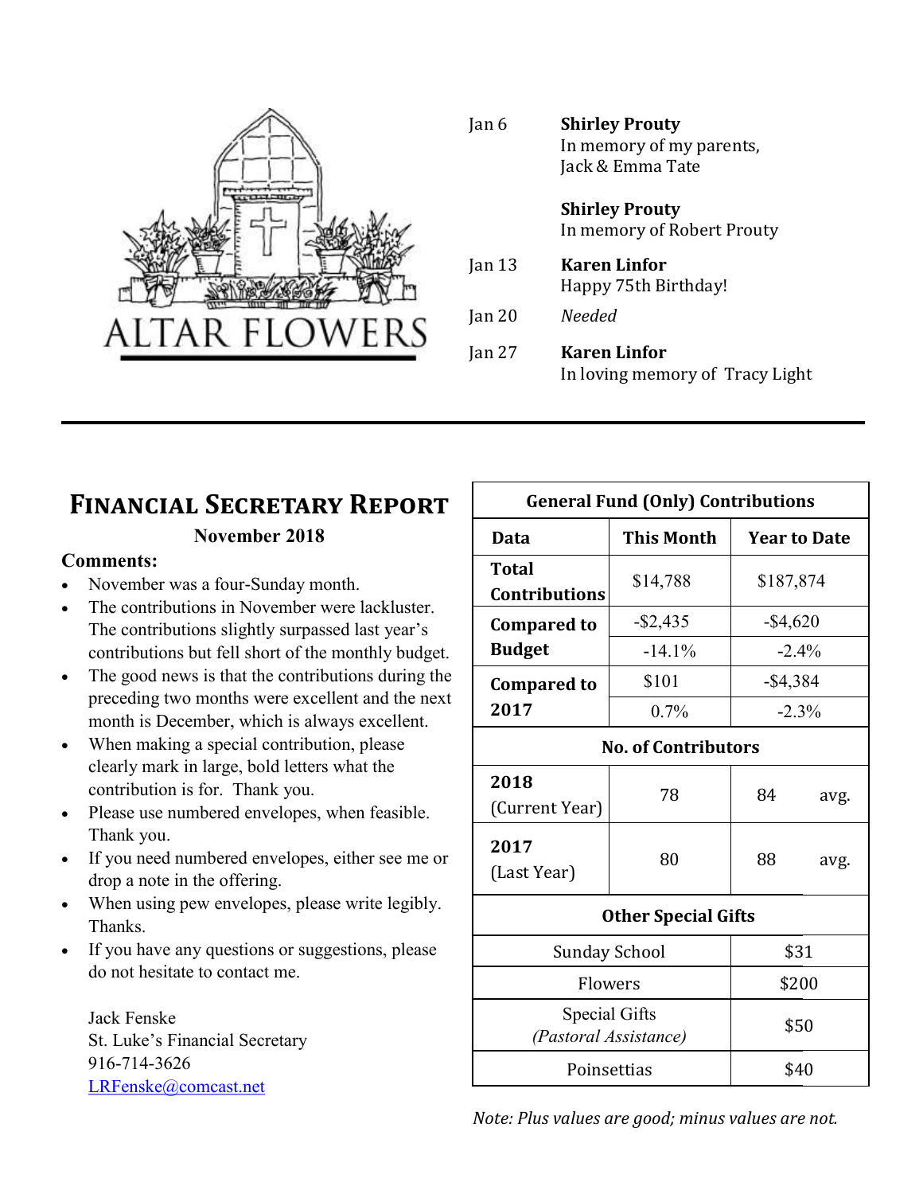# ALTAR FLOWERS

| | |
|---|---|
| Jan 6 | **Shirley Prouty**<br>In memory of my parents, Jack & Emma Tate |
| | **Shirley Prouty**<br>In memory of Robert Prouty |
| Jan 13 | **Karen Linfor**<br>Happy 75th Birthday! |
| Jan 20 | *Needed* |
| Jan 27 | **Karen Linfor**<br>In loving memory of Tracy Light |

---

## Financial Secretary Report

**November 2018**

**Comments:**

- November was a four-Sunday month.
- The contributions in November were lackluster. The contributions slightly surpassed last year's contributions but fell short of the monthly budget.
- The good news is that the contributions during the preceding two months were excellent and the next month is December, which is always excellent.
- When making a special contribution, please clearly mark in large, bold letters what the contribution is for. Thank you.
- Please use numbered envelopes, when feasible. Thank you.
- If you need numbered envelopes, either see me or drop a note in the offering.
- When using pew envelopes, please write legibly. Thanks.
- If you have any questions or suggestions, please do not hesitate to contact me.

Jack Fenske
St. Luke's Financial Secretary
916-714-3626
LRFenske@comcast.net

| **General Fund (Only) Contributions** | | |
|---|---|---|
| **Data** | **This Month** | **Year to Date** |
| **Total Contributions** | $14,788 | $187,874 |
| **Compared to Budget** | -$2,435 | -$4,620 |
| | -14.1% | -2.4% |
| **Compared to 2017** | $101 | -$4,384 |
| | 0.7% | -2.3% |
| **No. of Contributors** | | |
| **2018** (Current Year) | 78 | 84 avg. |
| **2017** (Last Year) | 80 | 88 avg. |
| **Other Special Gifts** | | |
| Sunday School | | $31 |
| Flowers | | $200 |
| Special Gifts *(Pastoral Assistance)* | | $50 |
| Poinsettias | | $40 |

*Note: Plus values are good; minus values are not.*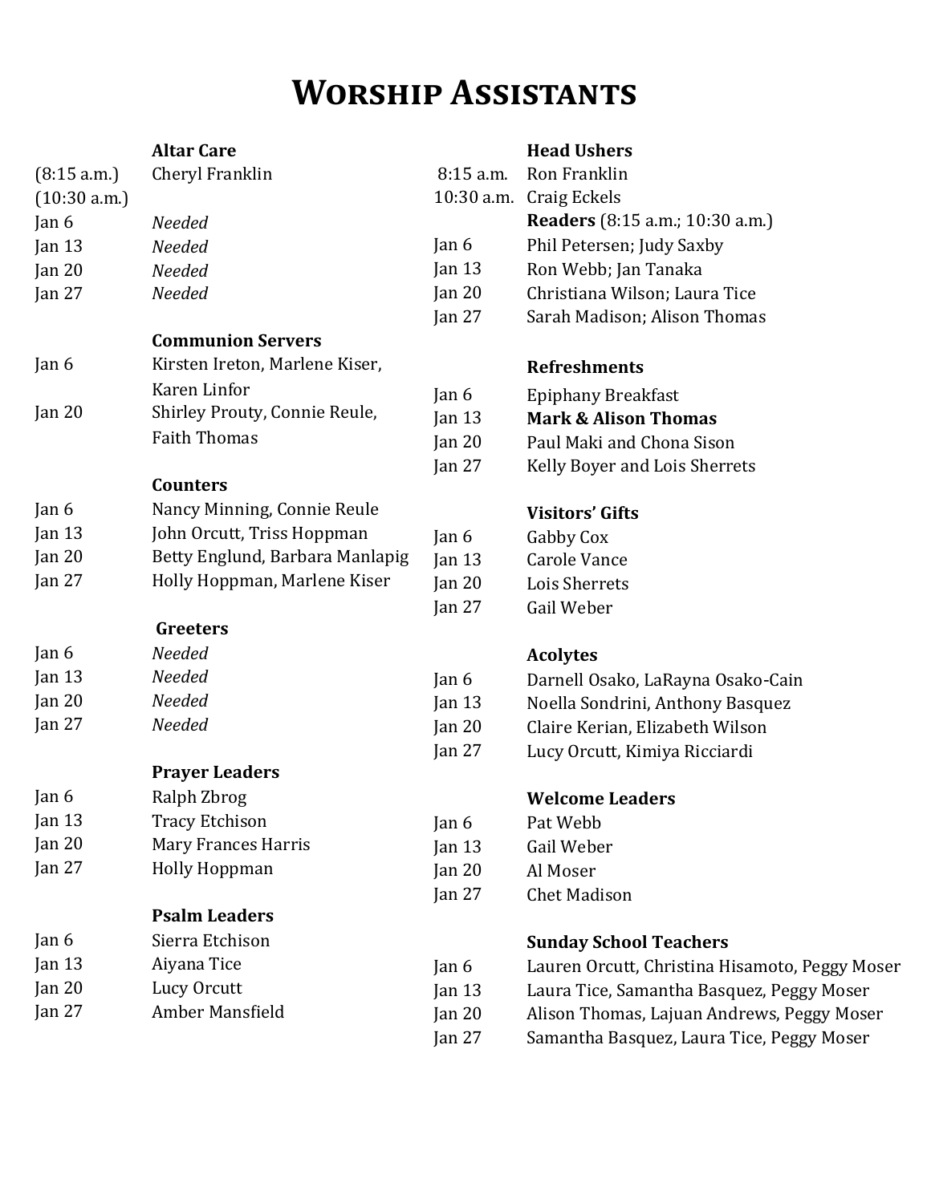# Worship Assistants

### Altar Care

| | |
|---|---|
| (8:15 a.m.) | Cheryl Franklin |
| (10:30 a.m.) | |
| Jan 6 | *Needed* |
| Jan 13 | *Needed* |
| Jan 20 | *Needed* |
| Jan 27 | *Needed* |

### Communion Servers

| | |
|---|---|
| Jan 6 | Kirsten Ireton, Marlene Kiser, Karen Linfor |
| Jan 20 | Shirley Prouty, Connie Reule, Faith Thomas |

### Counters

| | |
|---|---|
| Jan 6 | Nancy Minning, Connie Reule |
| Jan 13 | John Orcutt, Triss Hoppman |
| Jan 20 | Betty Englund, Barbara Manlapig |
| Jan 27 | Holly Hoppman, Marlene Kiser |

### Greeters

| | |
|---|---|
| Jan 6 | *Needed* |
| Jan 13 | *Needed* |
| Jan 20 | *Needed* |
| Jan 27 | *Needed* |

### Prayer Leaders

| | |
|---|---|
| Jan 6 | Ralph Zbrog |
| Jan 13 | Tracy Etchison |
| Jan 20 | Mary Frances Harris |
| Jan 27 | Holly Hoppman |

### Psalm Leaders

| | |
|---|---|
| Jan 6 | Sierra Etchison |
| Jan 13 | Aiyana Tice |
| Jan 20 | Lucy Orcutt |
| Jan 27 | Amber Mansfield |

### Head Ushers

| | |
|---|---|
| 8:15 a.m. | Ron Franklin |
| 10:30 a.m. | Craig Eckels |

### Readers (8:15 a.m.; 10:30 a.m.)

| | |
|---|---|
| Jan 6 | Phil Petersen; Judy Saxby |
| Jan 13 | Ron Webb; Jan Tanaka |
| Jan 20 | Christiana Wilson; Laura Tice |
| Jan 27 | Sarah Madison; Alison Thomas |

### Refreshments

| | |
|---|---|
| Jan 6 | Epiphany Breakfast |
| Jan 13 | **Mark & Alison Thomas** |
| Jan 20 | Paul Maki and Chona Sison |
| Jan 27 | Kelly Boyer and Lois Sherrets |

### Visitors' Gifts

| | |
|---|---|
| Jan 6 | Gabby Cox |
| Jan 13 | Carole Vance |
| Jan 20 | Lois Sherrets |
| Jan 27 | Gail Weber |

### Acolytes

| | |
|---|---|
| Jan 6 | Darnell Osako, LaRayna Osako-Cain |
| Jan 13 | Noella Sondrini, Anthony Basquez |
| Jan 20 | Claire Kerian, Elizabeth Wilson |
| Jan 27 | Lucy Orcutt, Kimiya Ricciardi |

### Welcome Leaders

| | |
|---|---|
| Jan 6 | Pat Webb |
| Jan 13 | Gail Weber |
| Jan 20 | Al Moser |
| Jan 27 | Chet Madison |

### Sunday School Teachers

| | |
|---|---|
| Jan 6 | Lauren Orcutt, Christina Hisamoto, Peggy Moser |
| Jan 13 | Laura Tice, Samantha Basquez, Peggy Moser |
| Jan 20 | Alison Thomas, Lajuan Andrews, Peggy Moser |
| Jan 27 | Samantha Basquez, Laura Tice, Peggy Moser |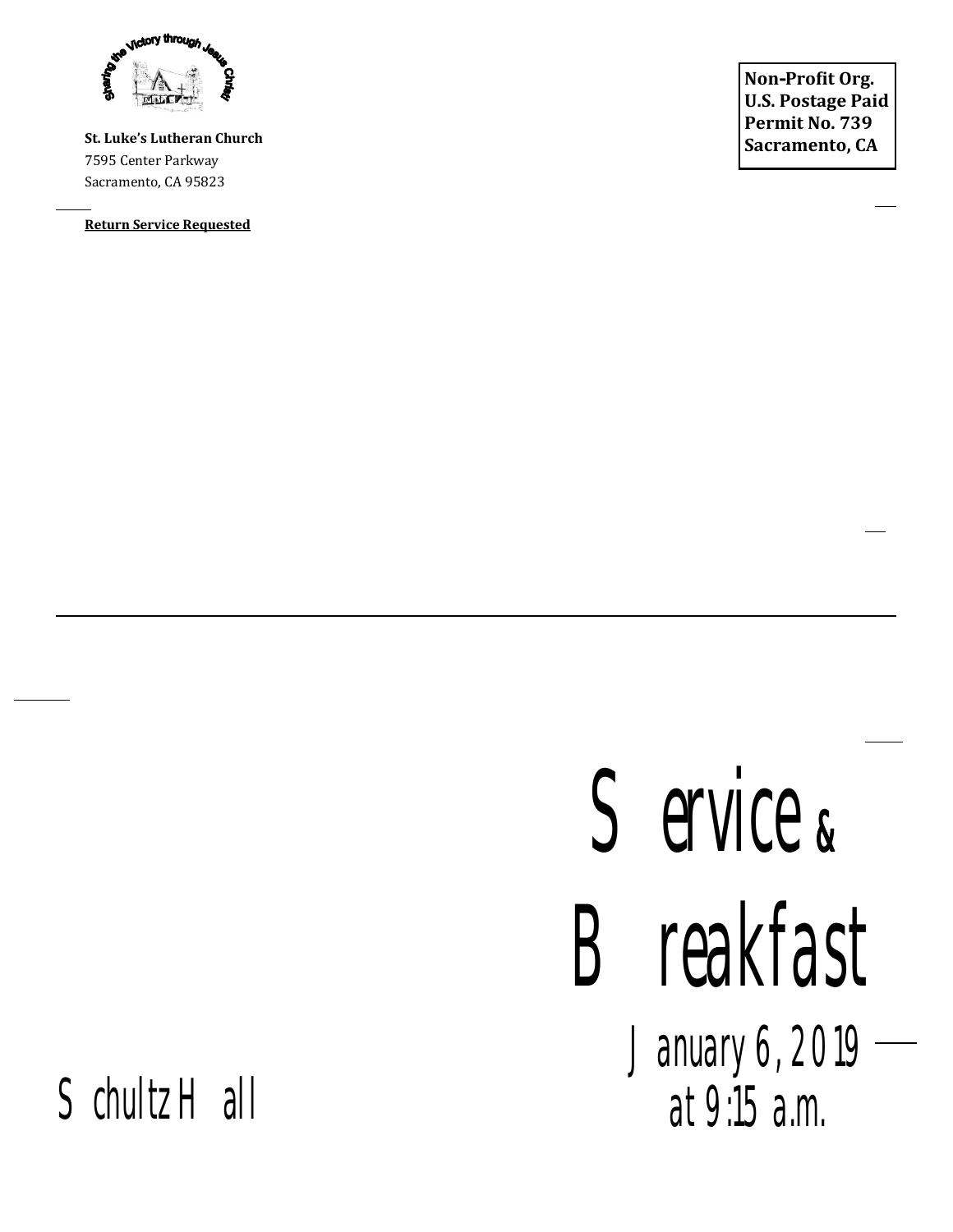Sharing the Victory through Jesus Christ!

**St. Luke's Lutheran Church**
7595 Center Parkway
Sacramento, CA 95823

**Return Service Requested**

**Non-Profit Org.**
**U.S. Postage Paid**
**Permit No. 739**
**Sacramento, CA**

---

# Service & Breakfast

January 6, 2019
at 9:15 a.m.

Schultz Hall